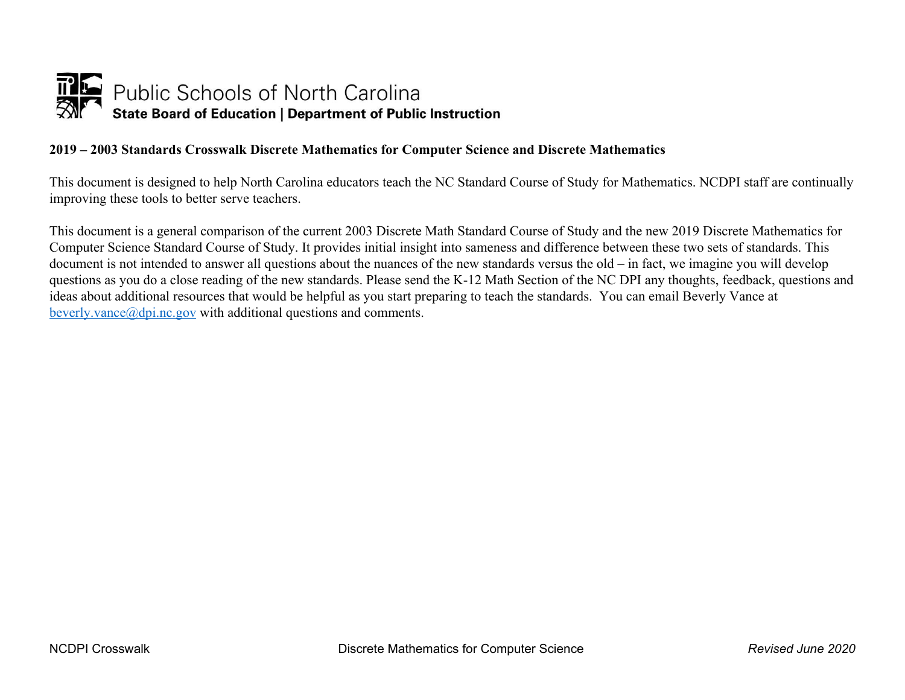# Public Schools of North Carolina

**State Board of Education | Department of Public Instruction**

## 2019 – 2003 Standards Crosswalk Discrete Mathematics for Computer Science and Discrete Mathematics

This document is designed to help North Carolina educators teach the NC Standard Course of Study for Mathematics. NCDPI staff are continually improving these tools to better serve teachers.

This document is a general comparison of the current 2003 Discrete Math Standard Course of Study and the new 2019 Discrete Mathematics for Computer Science Standard Course of Study. It provides initial insight into sameness and difference between these two sets of standards. This document is not intended to answer all questions about the nuances of the new standards versus the old – in fact, we imagine you will develop questions as you do a close reading of the new standards. Please send the K-12 Math Section of the NC DPI any thoughts, feedback, questions and ideas about additional resources that would be helpful as you start preparing to teach the standards. You can email Beverly Vance at beverly.vance@dpi.nc.gov with additional questions and comments.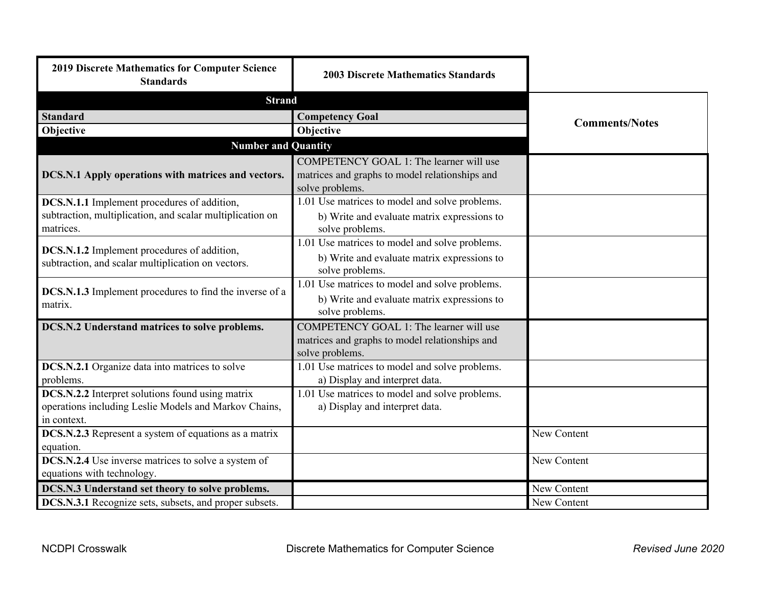| 2019 Discrete Mathematics for Computer Science Standards | 2003 Discrete Mathematics Standards | |
|---|---|---|
| **Strand** | | **Comments/Notes** |
| **Standard** | **Competency Goal** | |
| **Objective** | **Objective** | |
| **Number and Quantity** | | |
| **DCS.N.1 Apply operations with matrices and vectors.** | COMPETENCY GOAL 1: The learner will use matrices and graphs to model relationships and solve problems. | |
| **DCS.N.1.1** Implement procedures of addition, subtraction, multiplication, and scalar multiplication on matrices. | 1.01 Use matrices to model and solve problems. b) Write and evaluate matrix expressions to solve problems. | |
| **DCS.N.1.2** Implement procedures of addition, subtraction, and scalar multiplication on vectors. | 1.01 Use matrices to model and solve problems. b) Write and evaluate matrix expressions to solve problems. | |
| **DCS.N.1.3** Implement procedures to find the inverse of a matrix. | 1.01 Use matrices to model and solve problems. b) Write and evaluate matrix expressions to solve problems. | |
| **DCS.N.2 Understand matrices to solve problems.** | COMPETENCY GOAL 1: The learner will use matrices and graphs to model relationships and solve problems. | |
| **DCS.N.2.1** Organize data into matrices to solve problems. | 1.01 Use matrices to model and solve problems. a) Display and interpret data. | |
| **DCS.N.2.2** Interpret solutions found using matrix operations including Leslie Models and Markov Chains, in context. | 1.01 Use matrices to model and solve problems. a) Display and interpret data. | |
| **DCS.N.2.3** Represent a system of equations as a matrix equation. | | New Content |
| **DCS.N.2.4** Use inverse matrices to solve a system of equations with technology. | | New Content |
| **DCS.N.3 Understand set theory to solve problems.** | | New Content |
| **DCS.N.3.1** Recognize sets, subsets, and proper subsets. | | New Content |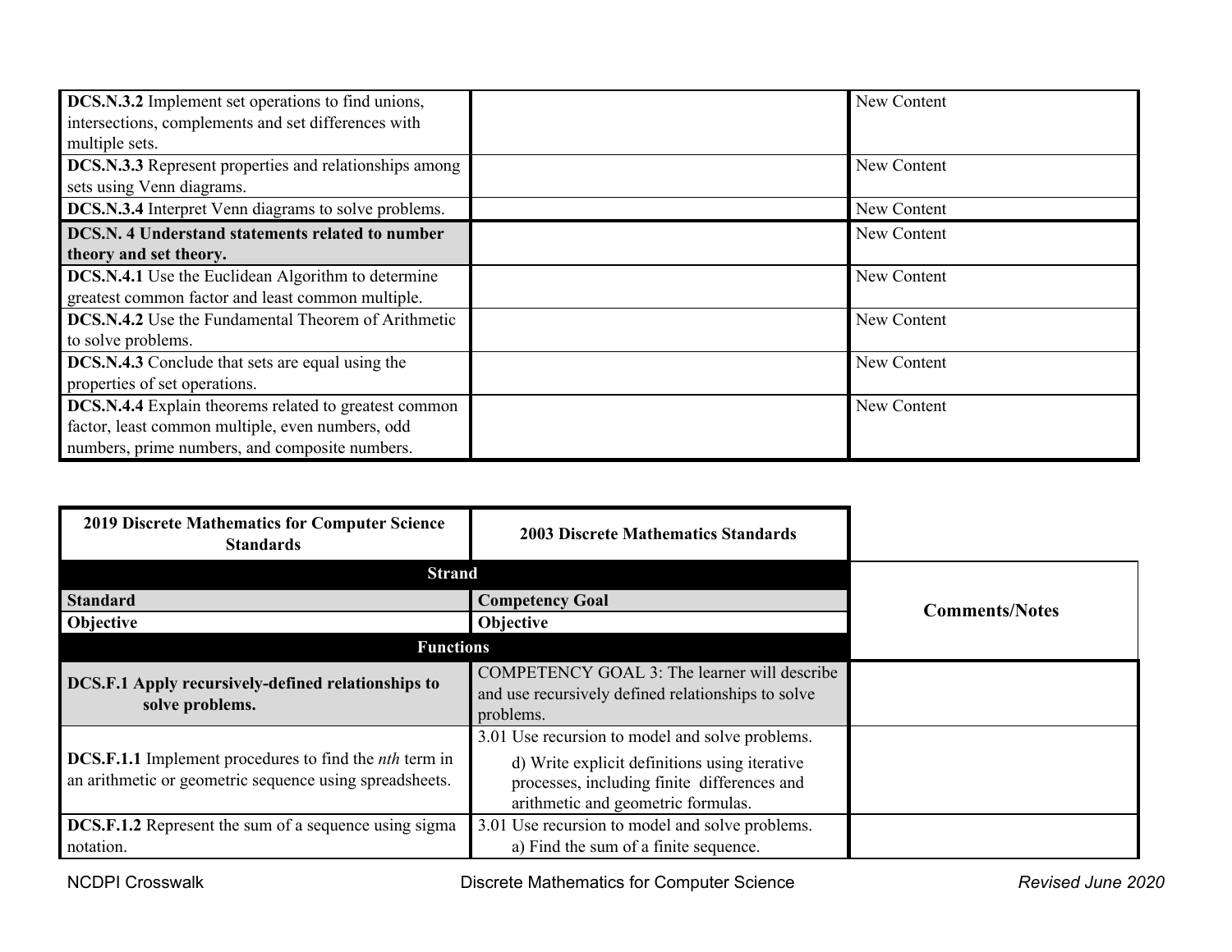| | | |
|---|---|---|
| **DCS.N.3.2** Implement set operations to find unions, intersections, complements and set differences with multiple sets. | | New Content |
| **DCS.N.3.3** Represent properties and relationships among sets using Venn diagrams. | | New Content |
| **DCS.N.3.4** Interpret Venn diagrams to solve problems. | | New Content |
| **DCS.N. 4 Understand statements related to number theory and set theory.** | | New Content |
| **DCS.N.4.1** Use the Euclidean Algorithm to determine greatest common factor and least common multiple. | | New Content |
| **DCS.N.4.2** Use the Fundamental Theorem of Arithmetic to solve problems. | | New Content |
| **DCS.N.4.3** Conclude that sets are equal using the properties of set operations. | | New Content |
| **DCS.N.4.4** Explain theorems related to greatest common factor, least common multiple, even numbers, odd numbers, prime numbers, and composite numbers. | | New Content |

| **2019 Discrete Mathematics for Computer Science Standards** | **2003 Discrete Mathematics Standards** | **Comments/Notes** |
|---|---|---|
| **Strand** | | |
| **Standard** | **Competency Goal** | |
| **Objective** | **Objective** | |
| **Functions** | | |
| **DCS.F.1 Apply recursively-defined relationships to solve problems.** | COMPETENCY GOAL 3: The learner will describe and use recursively defined relationships to solve problems. | |
| **DCS.F.1.1** Implement procedures to find the *nth* term in an arithmetic or geometric sequence using spreadsheets. | 3.01 Use recursion to model and solve problems.<br>d) Write explicit definitions using iterative processes, including finite differences and arithmetic and geometric formulas. | |
| **DCS.F.1.2** Represent the sum of a sequence using sigma notation. | 3.01 Use recursion to model and solve problems.<br>a) Find the sum of a finite sequence. | |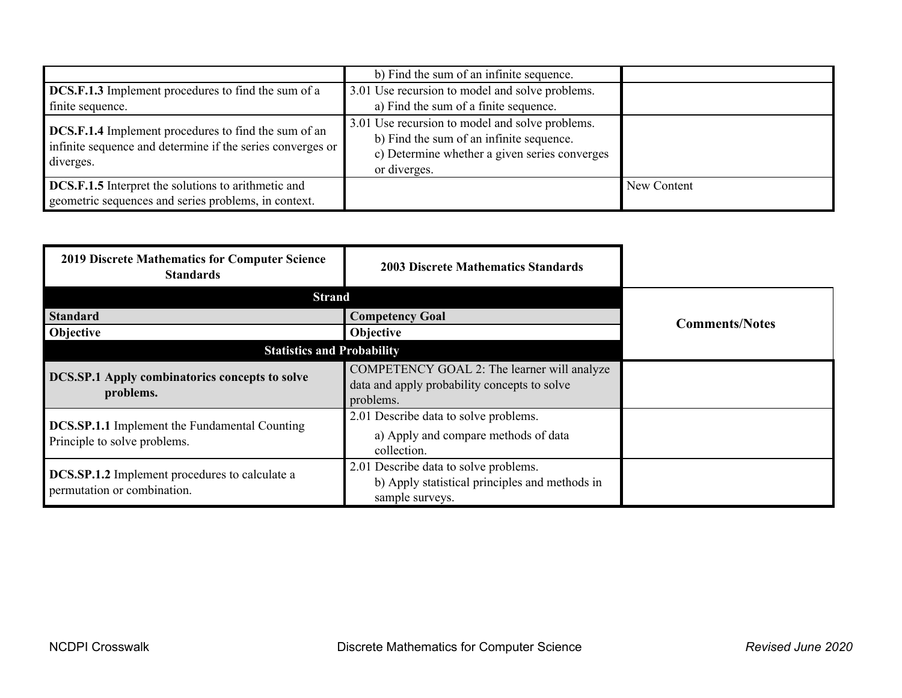| | | |
|---|---|---|
| | b) Find the sum of an infinite sequence. | |
| **DCS.F.1.3** Implement procedures to find the sum of a finite sequence. | 3.01 Use recursion to model and solve problems.<br>a) Find the sum of a finite sequence. | |
| **DCS.F.1.4** Implement procedures to find the sum of an infinite sequence and determine if the series converges or diverges. | 3.01 Use recursion to model and solve problems.<br>b) Find the sum of an infinite sequence.<br>c) Determine whether a given series converges or diverges. | |
| **DCS.F.1.5** Interpret the solutions to arithmetic and geometric sequences and series problems, in context. | | New Content |

| **2019 Discrete Mathematics for Computer Science Standards** | **2003 Discrete Mathematics Standards** | **Comments/Notes** |
|---|---|---|
| **Strand** | | |
| **Standard** | **Competency Goal** | |
| **Objective** | **Objective** | |
| **Statistics and Probability** | | |
| **DCS.SP.1 Apply combinatorics concepts to solve problems.** | COMPETENCY GOAL 2: The learner will analyze data and apply probability concepts to solve problems. | |
| **DCS.SP.1.1** Implement the Fundamental Counting Principle to solve problems. | 2.01 Describe data to solve problems.<br>a) Apply and compare methods of data collection. | |
| **DCS.SP.1.2** Implement procedures to calculate a permutation or combination. | 2.01 Describe data to solve problems.<br>b) Apply statistical principles and methods in sample surveys. | |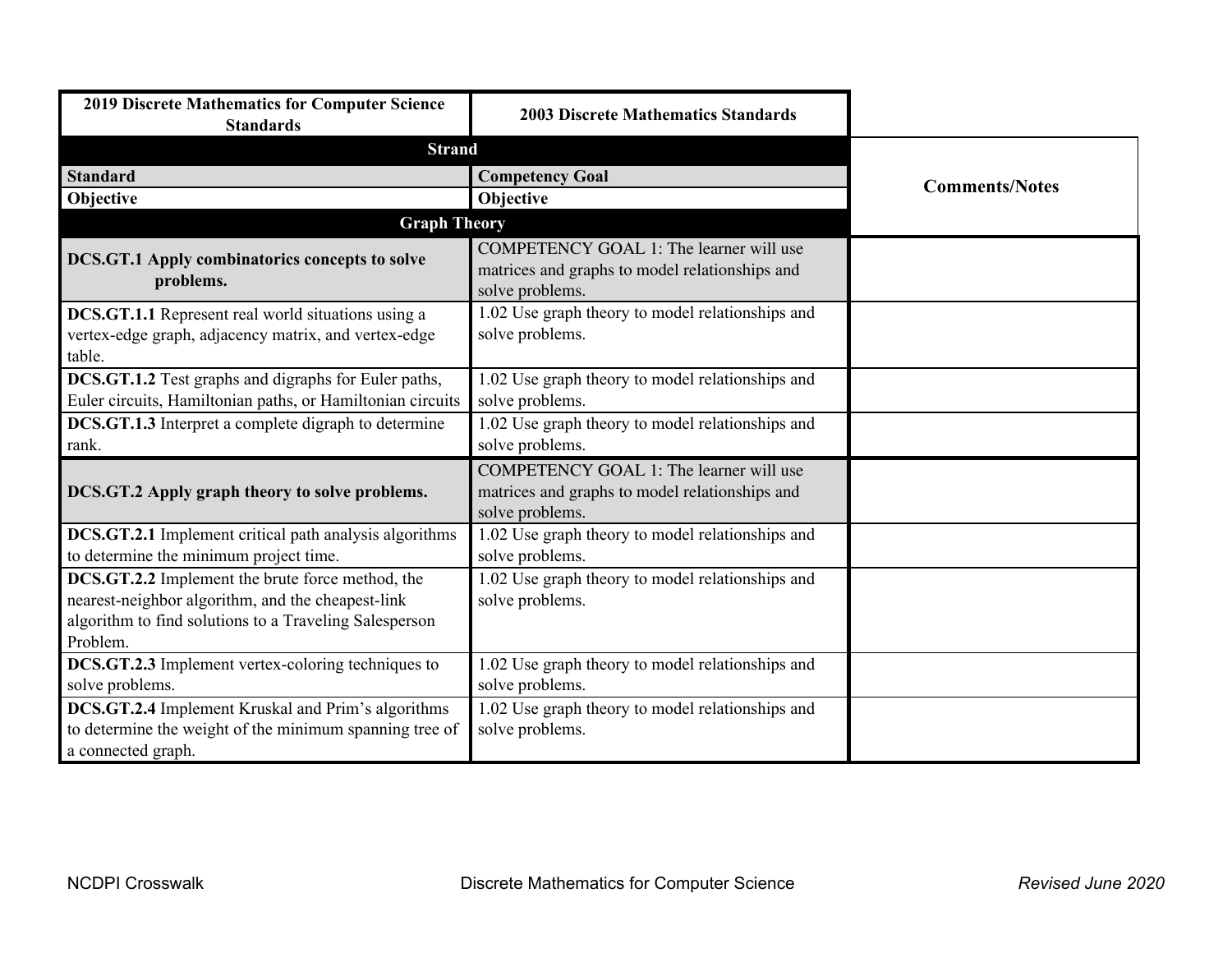| 2019 Discrete Mathematics for Computer Science Standards | 2003 Discrete Mathematics Standards | |
|---|---|---|
| **Strand** | | **Comments/Notes** |
| **Standard** | **Competency Goal** | |
| **Objective** | **Objective** | |
| **Graph Theory** | | |
| **DCS.GT.1 Apply combinatorics concepts to solve problems.** | COMPETENCY GOAL 1: The learner will use matrices and graphs to model relationships and solve problems. | |
| **DCS.GT.1.1** Represent real world situations using a vertex-edge graph, adjacency matrix, and vertex-edge table. | 1.02 Use graph theory to model relationships and solve problems. | |
| **DCS.GT.1.2** Test graphs and digraphs for Euler paths, Euler circuits, Hamiltonian paths, or Hamiltonian circuits | 1.02 Use graph theory to model relationships and solve problems. | |
| **DCS.GT.1.3** Interpret a complete digraph to determine rank. | 1.02 Use graph theory to model relationships and solve problems. | |
| **DCS.GT.2 Apply graph theory to solve problems.** | COMPETENCY GOAL 1: The learner will use matrices and graphs to model relationships and solve problems. | |
| **DCS.GT.2.1** Implement critical path analysis algorithms to determine the minimum project time. | 1.02 Use graph theory to model relationships and solve problems. | |
| **DCS.GT.2.2** Implement the brute force method, the nearest-neighbor algorithm, and the cheapest-link algorithm to find solutions to a Traveling Salesperson Problem. | 1.02 Use graph theory to model relationships and solve problems. | |
| **DCS.GT.2.3** Implement vertex-coloring techniques to solve problems. | 1.02 Use graph theory to model relationships and solve problems. | |
| **DCS.GT.2.4** Implement Kruskal and Prim's algorithms to determine the weight of the minimum spanning tree of a connected graph. | 1.02 Use graph theory to model relationships and solve problems. | |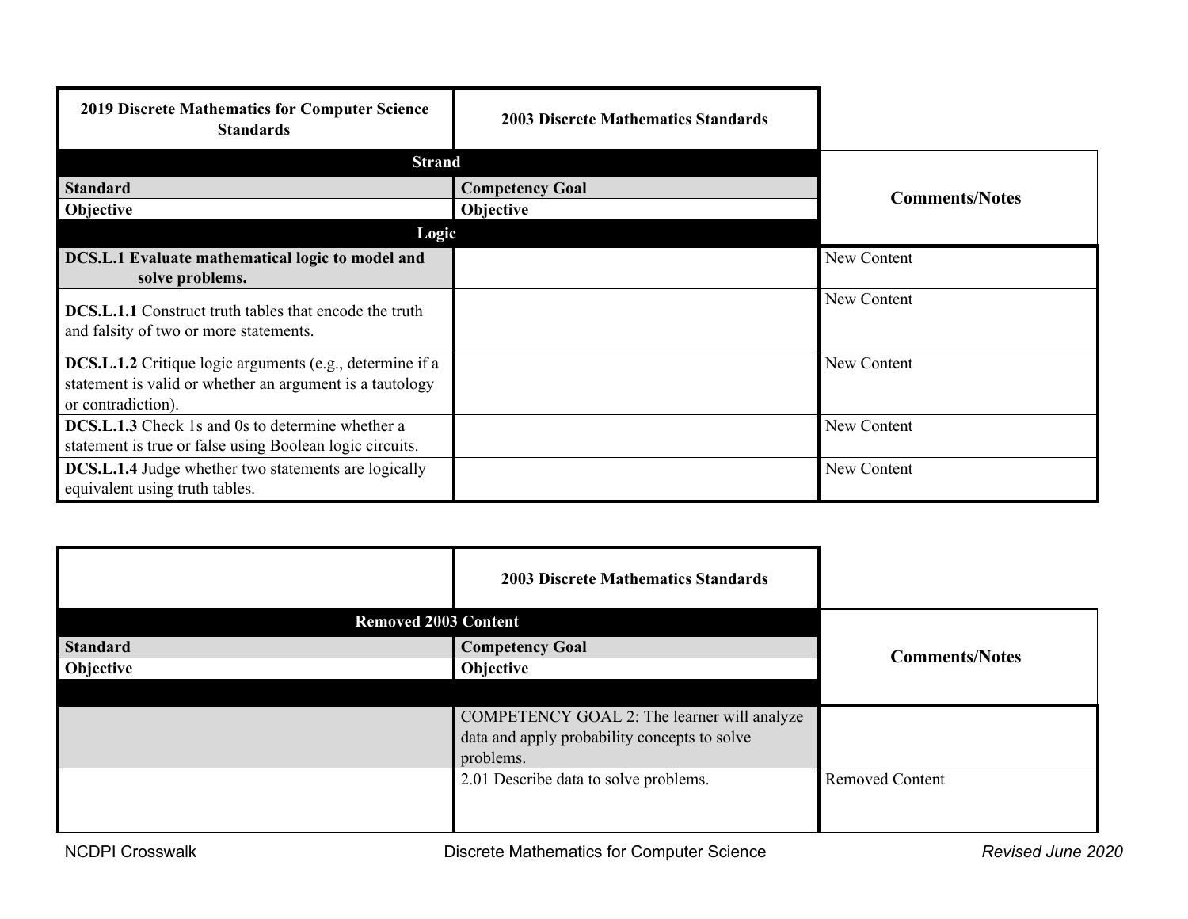| 2019 Discrete Mathematics for Computer Science Standards | 2003 Discrete Mathematics Standards | Comments/Notes |
|---|---|---|
| **Strand** | | |
| **Standard** | **Competency Goal** | |
| **Objective** | **Objective** | |
| **Logic** | | |
| **DCS.L.1 Evaluate mathematical logic to model and solve problems.** | | New Content |
| **DCS.L.1.1** Construct truth tables that encode the truth and falsity of two or more statements. | | New Content |
| **DCS.L.1.2** Critique logic arguments (e.g., determine if a statement is valid or whether an argument is a tautology or contradiction). | | New Content |
| **DCS.L.1.3** Check 1s and 0s to determine whether a statement is true or false using Boolean logic circuits. | | New Content |
| **DCS.L.1.4** Judge whether two statements are logically equivalent using truth tables. | | New Content |

| | 2003 Discrete Mathematics Standards | Comments/Notes |
|---|---|---|
| **Removed 2003 Content** | | |
| **Standard** | **Competency Goal** | |
| **Objective** | **Objective** | |
| | COMPETENCY GOAL 2: The learner will analyze data and apply probability concepts to solve problems. | |
| | 2.01 Describe data to solve problems. | Removed Content |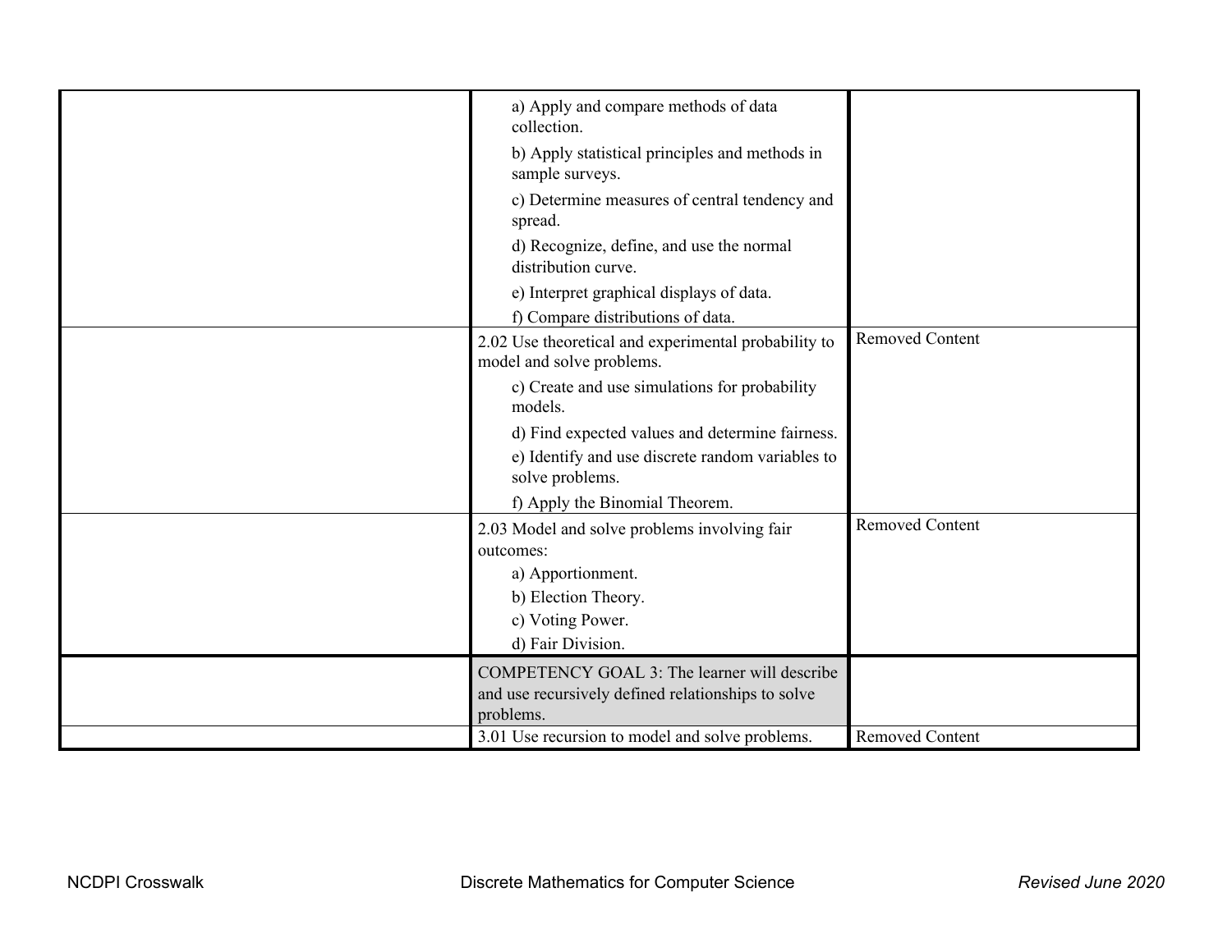| | | |
|---|---|---|
| | a) Apply and compare methods of data collection.<br>b) Apply statistical principles and methods in sample surveys.<br>c) Determine measures of central tendency and spread.<br>d) Recognize, define, and use the normal distribution curve.<br>e) Interpret graphical displays of data.<br>f) Compare distributions of data. | |
| | 2.02 Use theoretical and experimental probability to model and solve problems.<br>c) Create and use simulations for probability models.<br>d) Find expected values and determine fairness.<br>e) Identify and use discrete random variables to solve problems.<br>f) Apply the Binomial Theorem. | Removed Content |
| | 2.03 Model and solve problems involving fair outcomes:<br>a) Apportionment.<br>b) Election Theory.<br>c) Voting Power.<br>d) Fair Division. | Removed Content |
| | COMPETENCY GOAL 3: The learner will describe and use recursively defined relationships to solve problems. | |
| | 3.01 Use recursion to model and solve problems. | Removed Content |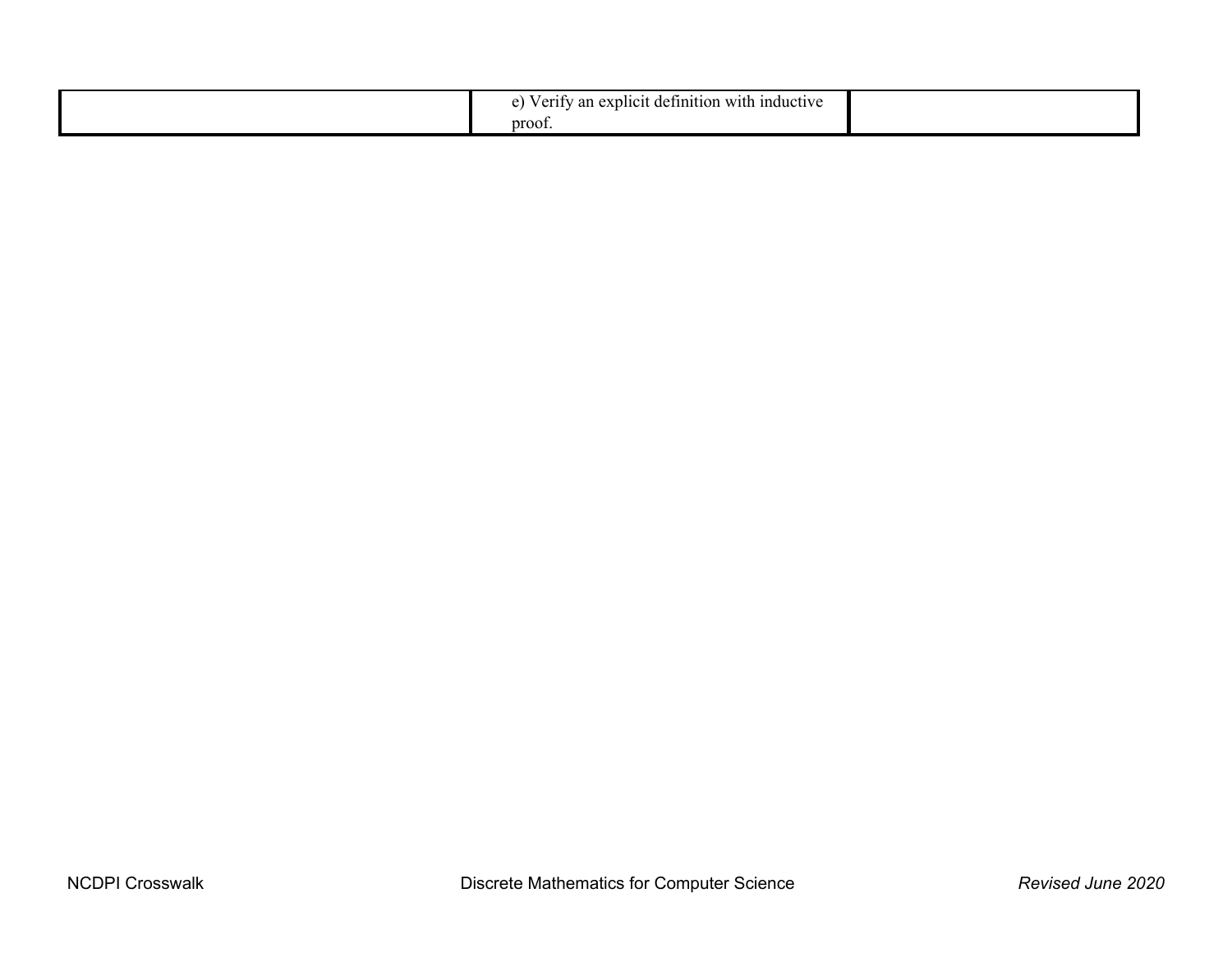| | | |
|---|---|---|
| | e) Verify an explicit definition with inductive proof. | |